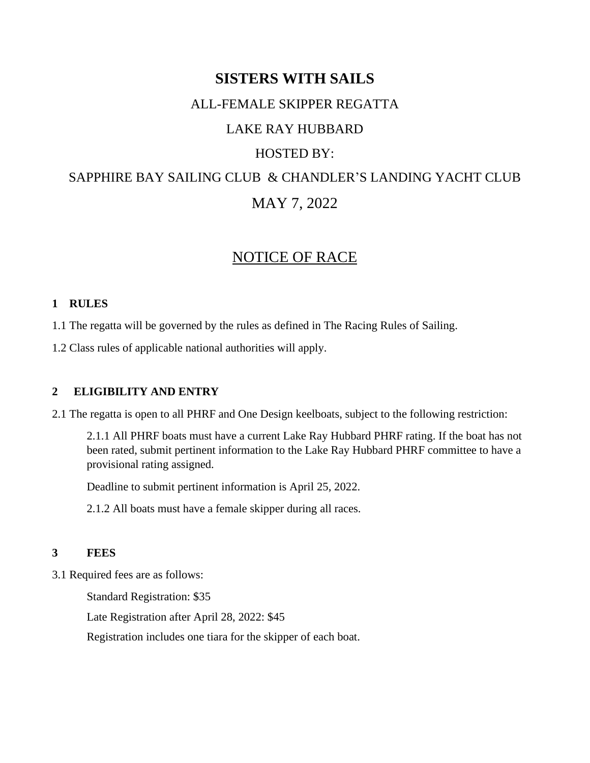# SISTERS WITH SAILS

ALL-FEMALE SKIPPER REGATTA

LAKE RAY HUBBARD

HOSTED BY:

SAPPHIRE BAY SAILING CLUB & CHANDLER'S LANDING YACHT CLUB

MAY 7, 2022

## NOTICE OF RACE

### 1 RULES

1.1 The regatta will be governed by the rules as defined in The Racing Rules of Sailing.

1.2 Class rules of applicable national authorities will apply.

### 2 ELIGIBILITY AND ENTRY

2.1 The regatta is open to all PHRF and One Design keelboats, subject to the following restriction:

2.1.1 All PHRF boats must have a current Lake Ray Hubbard PHRF rating. If the boat has not been rated, submit pertinent information to the Lake Ray Hubbard PHRF committee to have a provisional rating assigned.

Deadline to submit pertinent information is April 25, 2022.

2.1.2 All boats must have a female skipper during all races.

### 3 FEES

3.1 Required fees are as follows:

Standard Registration: $35

Late Registration after April 28, 2022: $45

Registration includes one tiara for the skipper of each boat.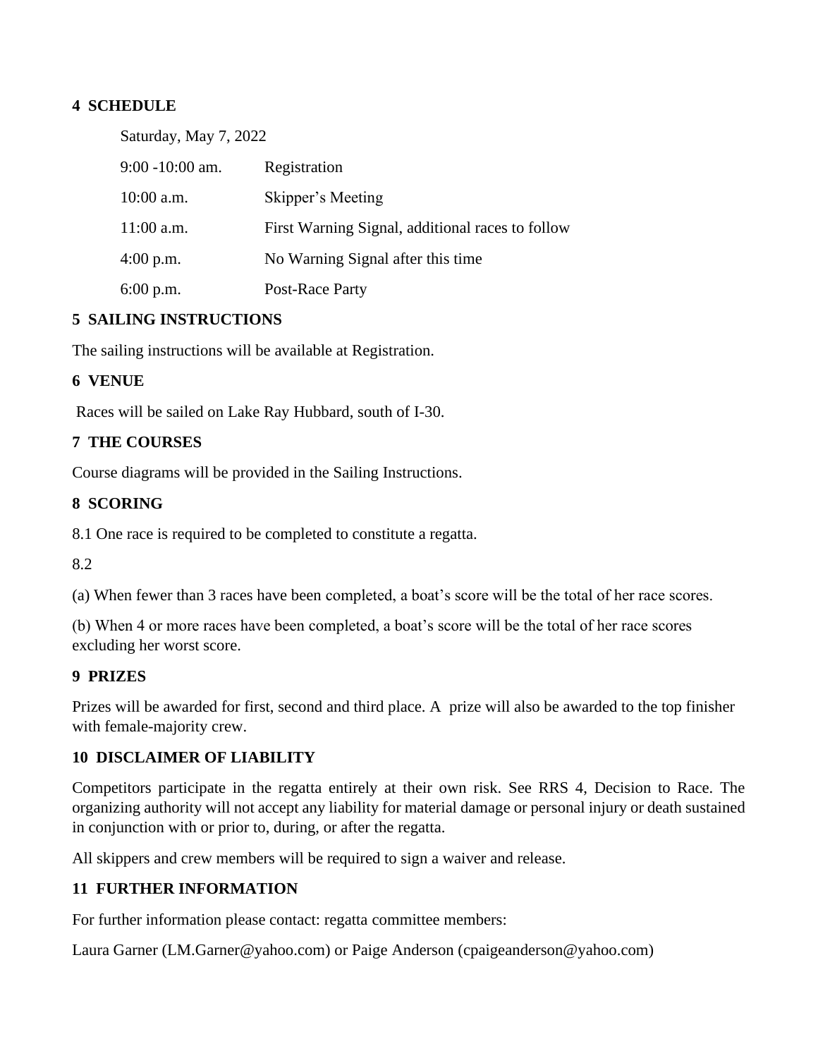## 4 SCHEDULE

Saturday, May 7, 2022

| | |
|---|---|
| 9:00 -10:00 am. | Registration |
| 10:00 a.m. | Skipper's Meeting |
| 11:00 a.m. | First Warning Signal, additional races to follow |
| 4:00 p.m. | No Warning Signal after this time |
| 6:00 p.m. | Post-Race Party |

## 5 SAILING INSTRUCTIONS

The sailing instructions will be available at Registration.

## 6 VENUE

Races will be sailed on Lake Ray Hubbard, south of I-30.

## 7 THE COURSES

Course diagrams will be provided in the Sailing Instructions.

## 8 SCORING

8.1 One race is required to be completed to constitute a regatta.

8.2

(a) When fewer than 3 races have been completed, a boat's score will be the total of her race scores.

(b) When 4 or more races have been completed, a boat's score will be the total of her race scores excluding her worst score.

## 9 PRIZES

Prizes will be awarded for first, second and third place. A prize will also be awarded to the top finisher with female-majority crew.

## 10 DISCLAIMER OF LIABILITY

Competitors participate in the regatta entirely at their own risk. See RRS 4, Decision to Race. The organizing authority will not accept any liability for material damage or personal injury or death sustained in conjunction with or prior to, during, or after the regatta.

All skippers and crew members will be required to sign a waiver and release.

## 11 FURTHER INFORMATION

For further information please contact: regatta committee members:

Laura Garner (LM.Garner@yahoo.com) or Paige Anderson (cpaigeanderson@yahoo.com)